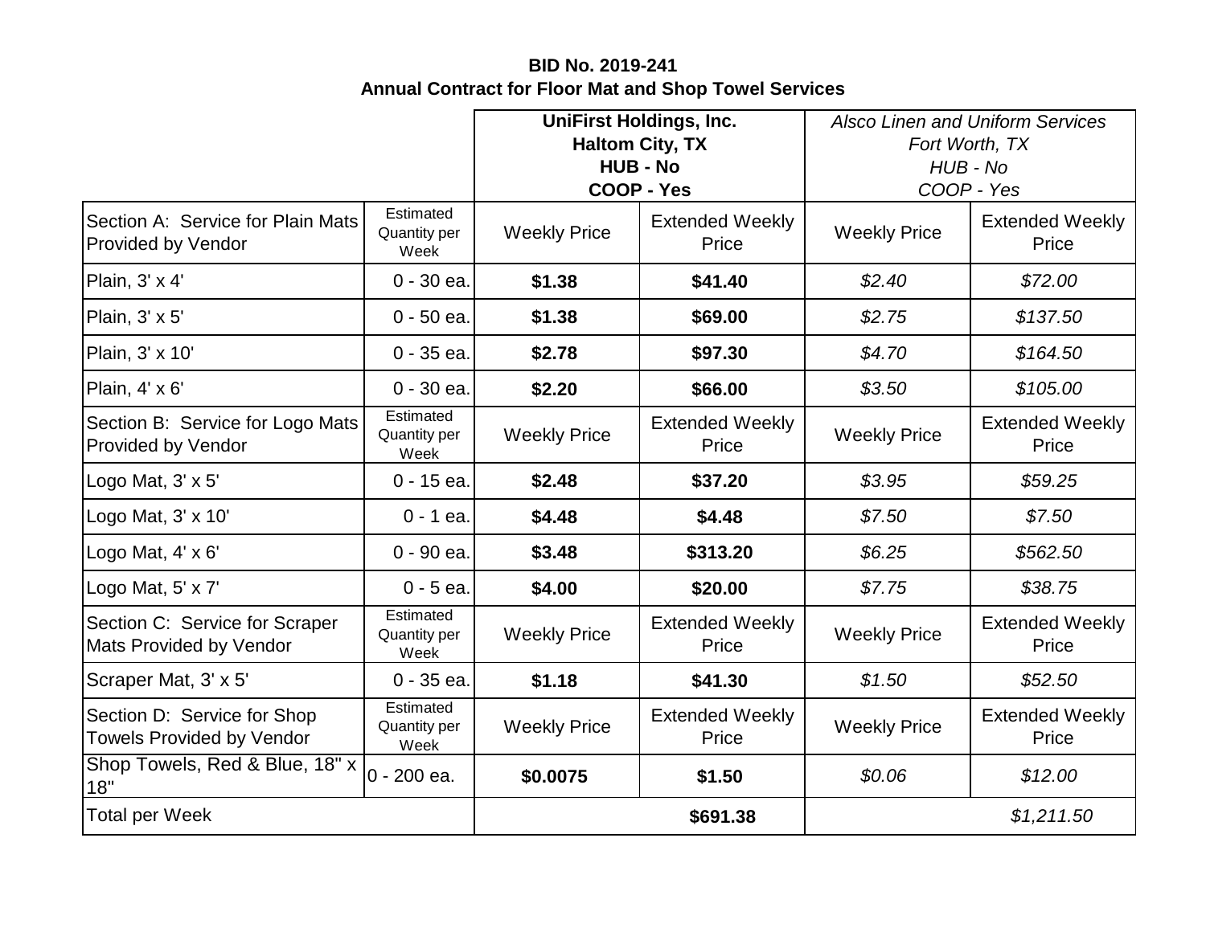**BID No. 2019-241**
**Annual Contract for Floor Mat and Shop Towel Services**

| | | **UniFirst Holdings, Inc. Haltom City, TX HUB - No COOP - Yes** | | *Alsco Linen and Uniform Services Fort Worth, TX HUB - No COOP - Yes* | |
|---|---|---|---|---|---|
| Section A: Service for Plain Mats Provided by Vendor | Estimated Quantity per Week | Weekly Price | Extended Weekly Price | Weekly Price | Extended Weekly Price |
| Plain, 3' x 4' | 0 - 30 ea. | **$1.38** | **$41.40** | *$2.40* | *$72.00* |
| Plain, 3' x 5' | 0 - 50 ea. | **$1.38** | **$69.00** | *$2.75* | *$137.50* |
| Plain, 3' x 10' | 0 - 35 ea. | **$2.78** | **$97.30** | *$4.70* | *$164.50* |
| Plain, 4' x 6' | 0 - 30 ea. | **$2.20** | **$66.00** | *$3.50* | *$105.00* |
| Section B: Service for Logo Mats Provided by Vendor | Estimated Quantity per Week | Weekly Price | Extended Weekly Price | Weekly Price | Extended Weekly Price |
| Logo Mat, 3' x 5' | 0 - 15 ea. | **$2.48** | **$37.20** | *$3.95* | *$59.25* |
| Logo Mat, 3' x 10' | 0 - 1 ea. | **$4.48** | **$4.48** | *$7.50* | *$7.50* |
| Logo Mat, 4' x 6' | 0 - 90 ea. | **$3.48** | **$313.20** | *$6.25* | *$562.50* |
| Logo Mat, 5' x 7' | 0 - 5 ea. | **$4.00** | **$20.00** | *$7.75* | *$38.75* |
| Section C: Service for Scraper Mats Provided by Vendor | Estimated Quantity per Week | Weekly Price | Extended Weekly Price | Weekly Price | Extended Weekly Price |
| Scraper Mat, 3' x 5' | 0 - 35 ea. | **$1.18** | **$41.30** | *$1.50* | *$52.50* |
| Section D: Service for Shop Towels Provided by Vendor | Estimated Quantity per Week | Weekly Price | Extended Weekly Price | Weekly Price | Extended Weekly Price |
| Shop Towels, Red & Blue, 18" x 18" | 0 - 200 ea. | **$0.0075** | **$1.50** | *$0.06* | *$12.00* |
| Total per Week | | | **$691.38** | | *$1,211.50* |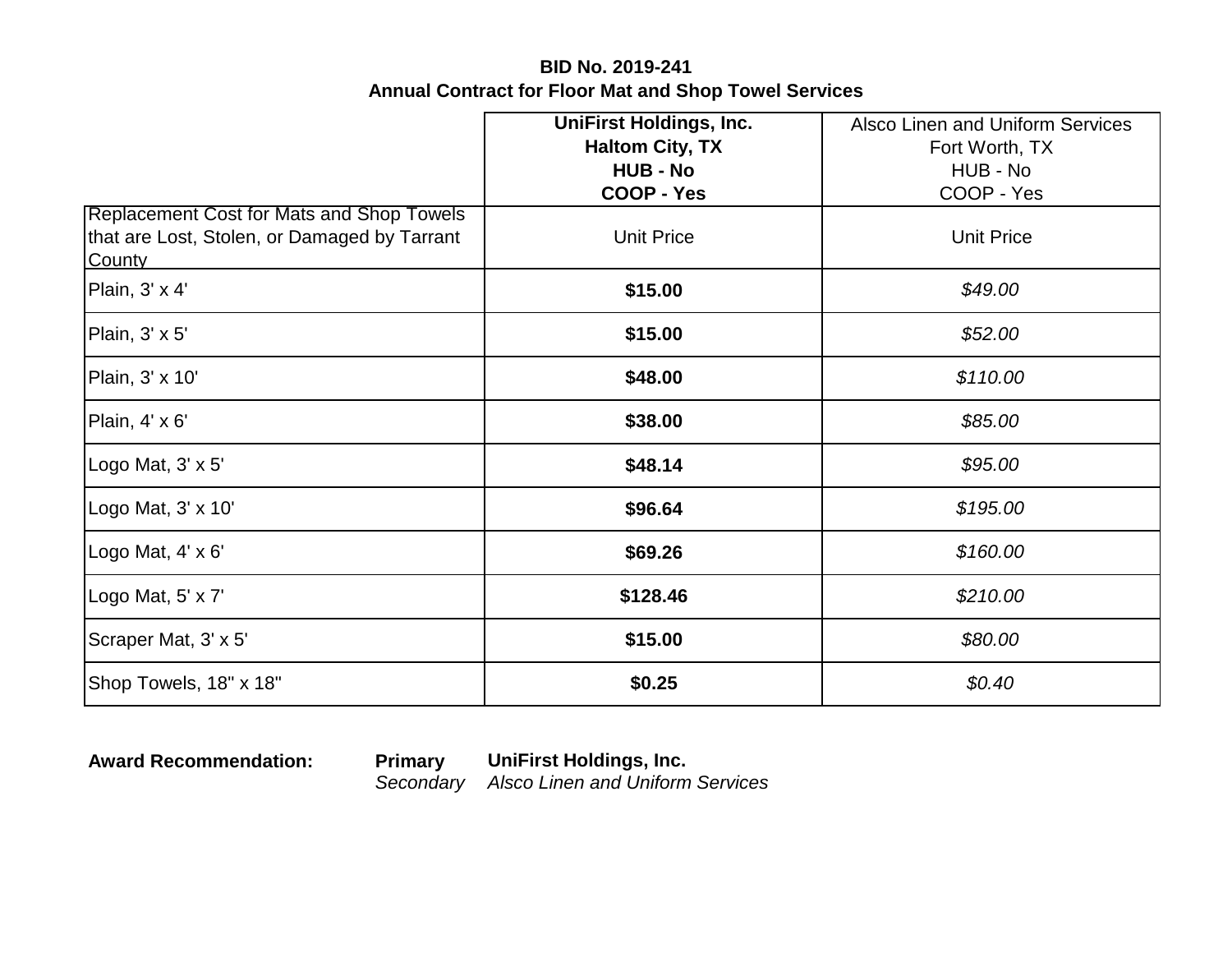**BID No. 2019-241**
**Annual Contract for Floor Mat and Shop Towel Services**

| | **UniFirst Holdings, Inc.**<br>**Haltom City, TX**<br>**HUB - No**<br>**COOP - Yes** | Alsco Linen and Uniform Services<br>Fort Worth, TX<br>HUB - No<br>COOP - Yes |
|---|---|---|
| Replacement Cost for Mats and Shop Towels that are Lost, Stolen, or Damaged by Tarrant County | Unit Price | Unit Price |
| Plain, 3' x 4' | **$15.00** | *$49.00* |
| Plain, 3' x 5' | **$15.00** | *$52.00* |
| Plain, 3' x 10' | **$48.00** | *$110.00* |
| Plain, 4' x 6' | **$38.00** | *$85.00* |
| Logo Mat, 3' x 5' | **$48.14** | *$95.00* |
| Logo Mat, 3' x 10' | **$96.64** | *$195.00* |
| Logo Mat, 4' x 6' | **$69.26** | *$160.00* |
| Logo Mat, 5' x 7' | **$128.46** | *$210.00* |
| Scraper Mat, 3' x 5' | **$15.00** | *$80.00* |
| Shop Towels, 18" x 18" | **$0.25** | *$0.40* |

**Award Recommendation:** **Primary** **UniFirst Holdings, Inc.**
*Secondary* *Alsco Linen and Uniform Services*